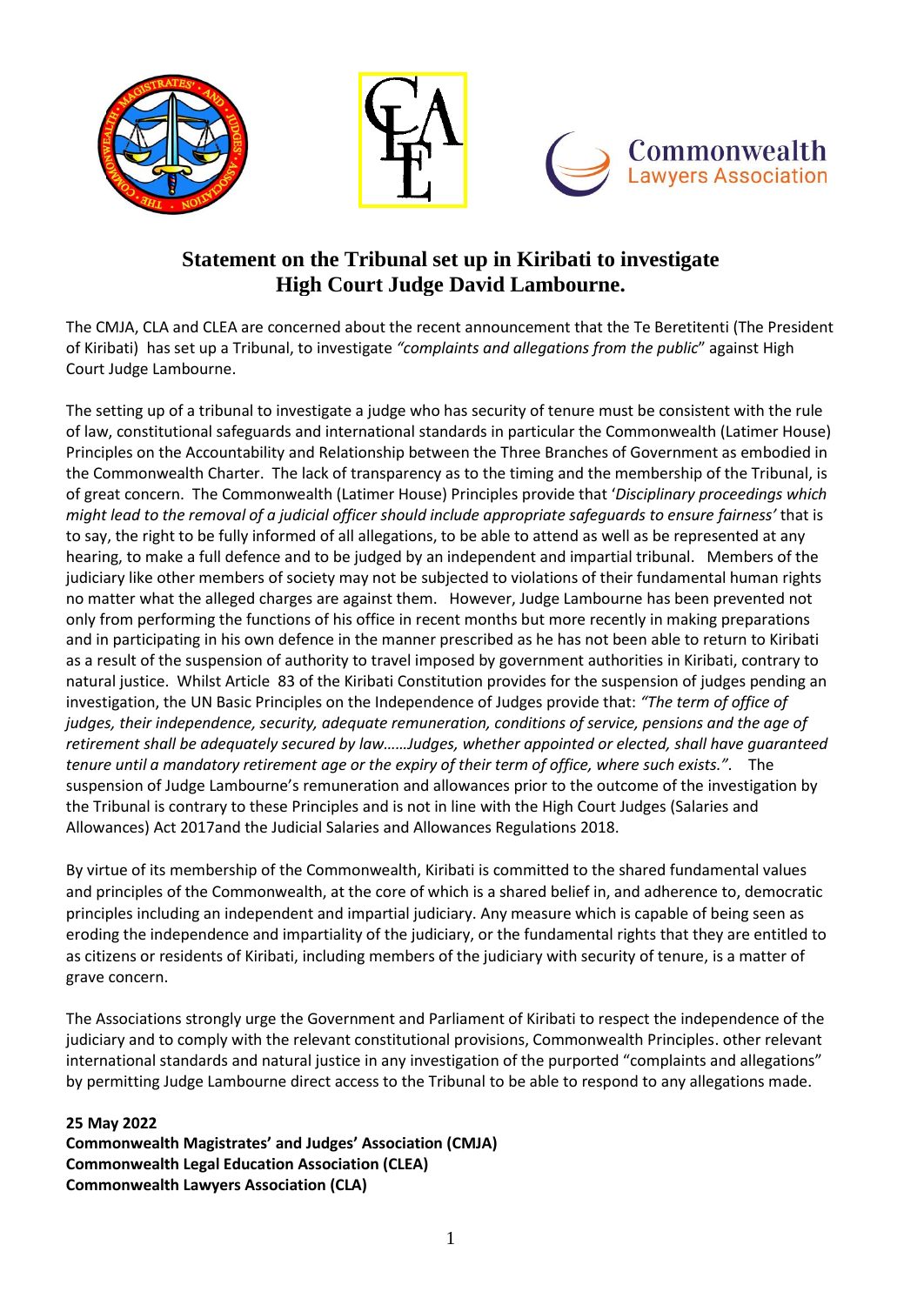# Statement on the Tribunal set up in Kiribati to investigate High Court Judge David Lambourne.

The CMJA, CLA and CLEA are concerned about the recent announcement that the Te Beretitenti (The President of Kiribati) has set up a Tribunal, to investigate *"complaints and allegations from the public*" against High Court Judge Lambourne.

The setting up of a tribunal to investigate a judge who has security of tenure must be consistent with the rule of law, constitutional safeguards and international standards in particular the Commonwealth (Latimer House) Principles on the Accountability and Relationship between the Three Branches of Government as embodied in the Commonwealth Charter. The lack of transparency as to the timing and the membership of the Tribunal, is of great concern. The Commonwealth (Latimer House) Principles provide that '*Disciplinary proceedings which might lead to the removal of a judicial officer should include appropriate safeguards to ensure fairness'* that is to say, the right to be fully informed of all allegations, to be able to attend as well as be represented at any hearing, to make a full defence and to be judged by an independent and impartial tribunal. Members of the judiciary like other members of society may not be subjected to violations of their fundamental human rights no matter what the alleged charges are against them. However, Judge Lambourne has been prevented not only from performing the functions of his office in recent months but more recently in making preparations and in participating in his own defence in the manner prescribed as he has not been able to return to Kiribati as a result of the suspension of authority to travel imposed by government authorities in Kiribati, contrary to natural justice. Whilst Article 83 of the Kiribati Constitution provides for the suspension of judges pending an investigation, the UN Basic Principles on the Independence of Judges provide that: *"The term of office of judges, their independence, security, adequate remuneration, conditions of service, pensions and the age of retirement shall be adequately secured by law……Judges, whether appointed or elected, shall have guaranteed tenure until a mandatory retirement age or the expiry of their term of office, where such exists."*. The suspension of Judge Lambourne's remuneration and allowances prior to the outcome of the investigation by the Tribunal is contrary to these Principles and is not in line with the High Court Judges (Salaries and Allowances) Act 2017and the Judicial Salaries and Allowances Regulations 2018.

By virtue of its membership of the Commonwealth, Kiribati is committed to the shared fundamental values and principles of the Commonwealth, at the core of which is a shared belief in, and adherence to, democratic principles including an independent and impartial judiciary. Any measure which is capable of being seen as eroding the independence and impartiality of the judiciary, or the fundamental rights that they are entitled to as citizens or residents of Kiribati, including members of the judiciary with security of tenure, is a matter of grave concern.

The Associations strongly urge the Government and Parliament of Kiribati to respect the independence of the judiciary and to comply with the relevant constitutional provisions, Commonwealth Principles. other relevant international standards and natural justice in any investigation of the purported "complaints and allegations" by permitting Judge Lambourne direct access to the Tribunal to be able to respond to any allegations made.

**25 May 2022**
**Commonwealth Magistrates' and Judges' Association (CMJA)**
**Commonwealth Legal Education Association (CLEA)**
**Commonwealth Lawyers Association (CLA)**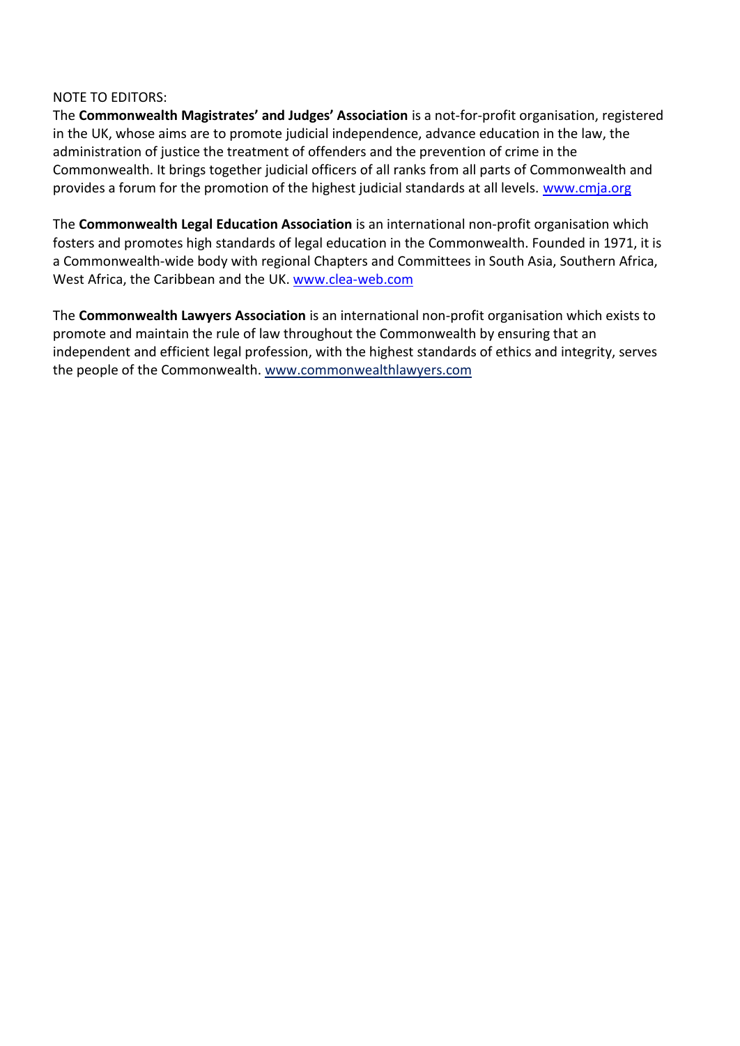NOTE TO EDITORS:

The **Commonwealth Magistrates' and Judges' Association** is a not-for-profit organisation, registered in the UK, whose aims are to promote judicial independence, advance education in the law, the administration of justice the treatment of offenders and the prevention of crime in the Commonwealth. It brings together judicial officers of all ranks from all parts of Commonwealth and provides a forum for the promotion of the highest judicial standards at all levels. www.cmja.org

The **Commonwealth Legal Education Association** is an international non-profit organisation which fosters and promotes high standards of legal education in the Commonwealth. Founded in 1971, it is a Commonwealth-wide body with regional Chapters and Committees in South Asia, Southern Africa, West Africa, the Caribbean and the UK. www.clea-web.com

The **Commonwealth Lawyers Association** is an international non-profit organisation which exists to promote and maintain the rule of law throughout the Commonwealth by ensuring that an independent and efficient legal profession, with the highest standards of ethics and integrity, serves the people of the Commonwealth. www.commonwealthlawyers.com